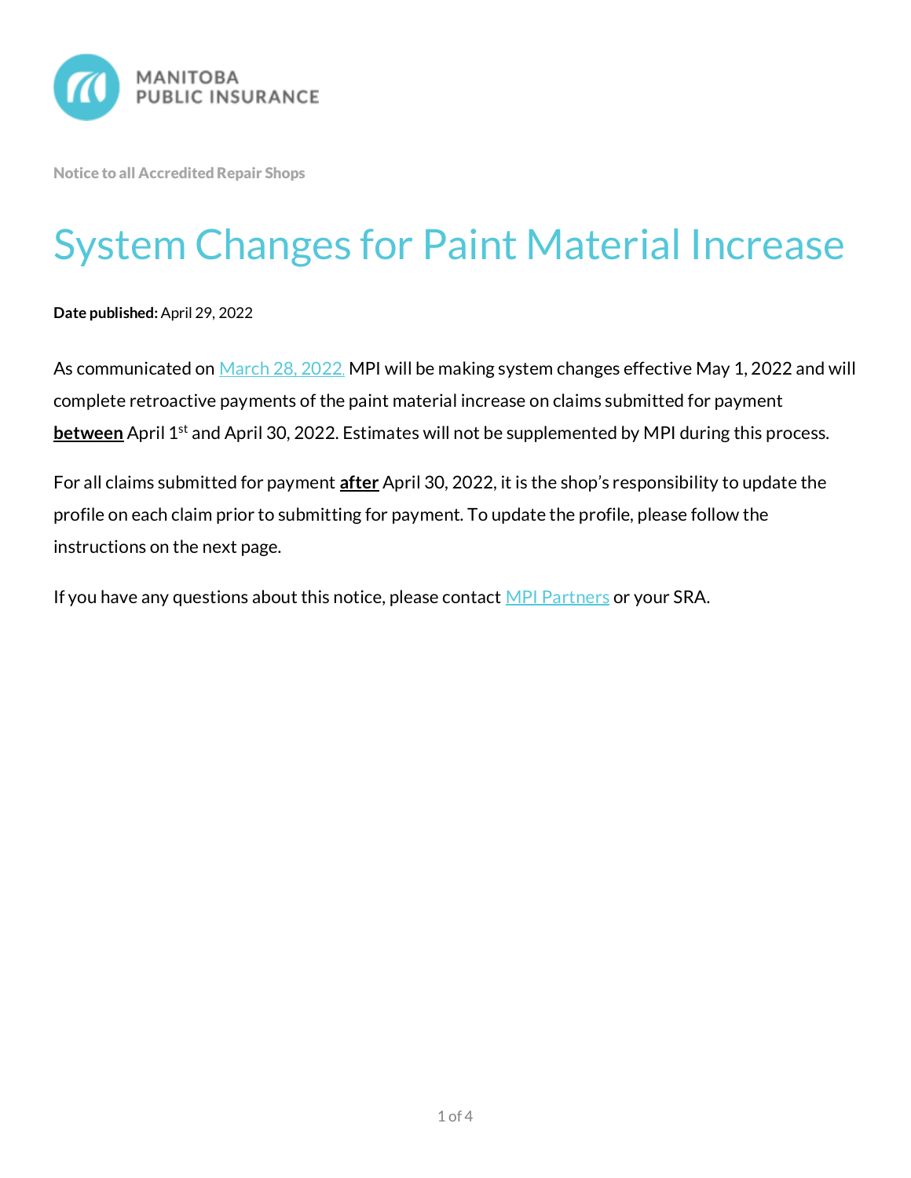MANITOBA PUBLIC INSURANCE

Notice to all Accredited Repair Shops

# System Changes for Paint Material Increase

**Date published:** April 29, 2022

As communicated on March 28, 2022, MPI will be making system changes effective May 1, 2022 and will complete retroactive payments of the paint material increase on claims submitted for payment **between** April 1st and April 30, 2022. Estimates will not be supplemented by MPI during this process.

For all claims submitted for payment **after** April 30, 2022, it is the shop's responsibility to update the profile on each claim prior to submitting for payment. To update the profile, please follow the instructions on the next page.

If you have any questions about this notice, please contact MPI Partners or your SRA.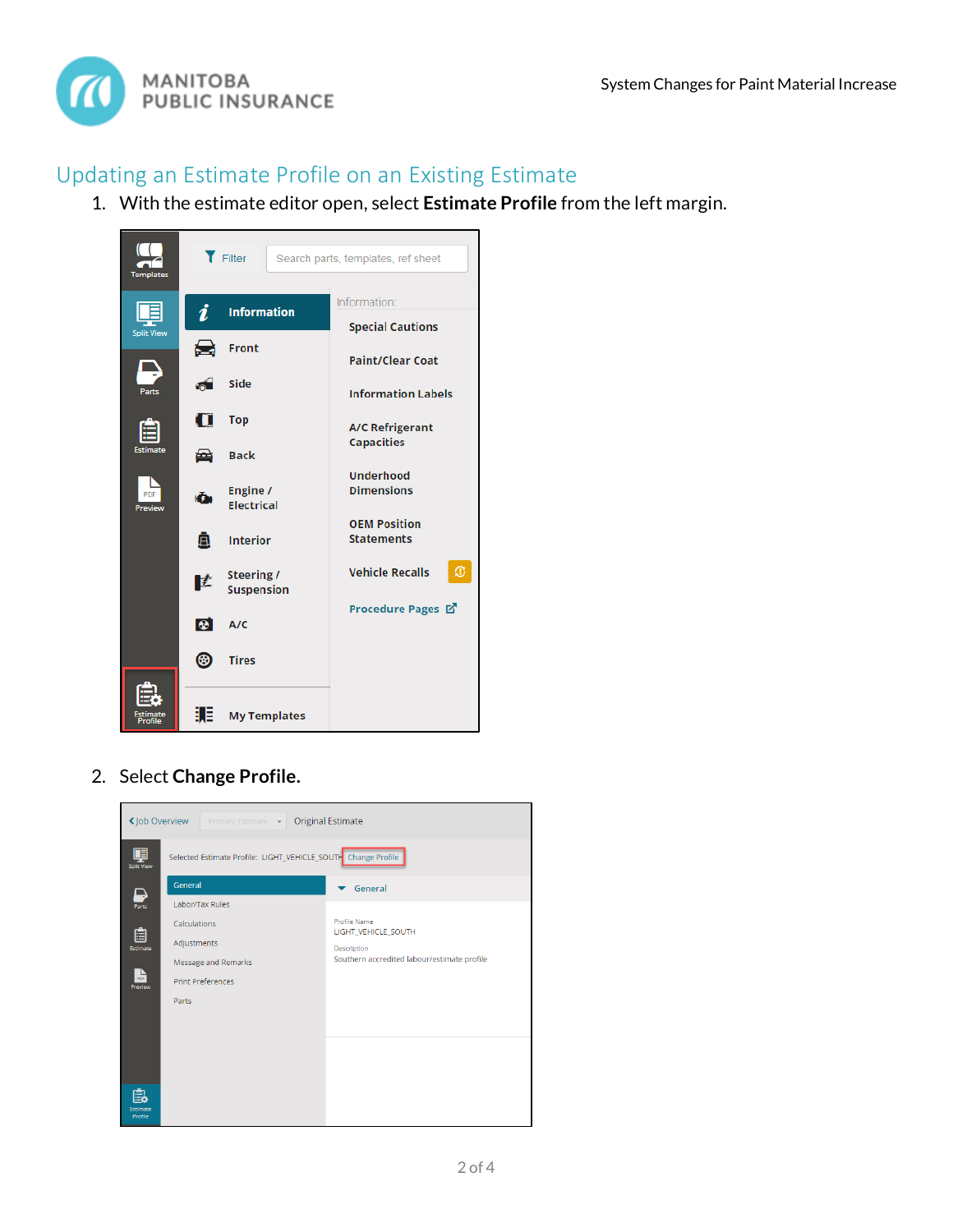## Updating an Estimate Profile on an Existing Estimate

1. With the estimate editor open, select **Estimate Profile** from the left margin.

2. Select **Change Profile.**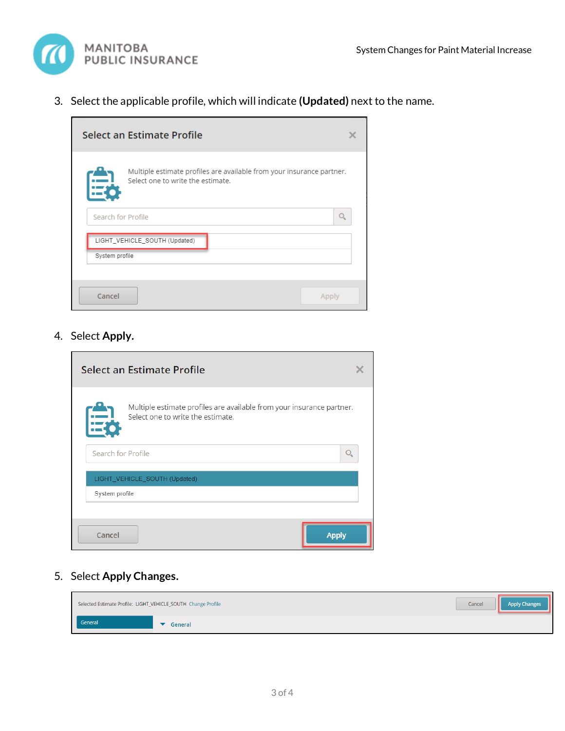3. Select the applicable profile, which will indicate **(Updated)** next to the name.

4. Select **Apply.**

5. Select **Apply Changes.**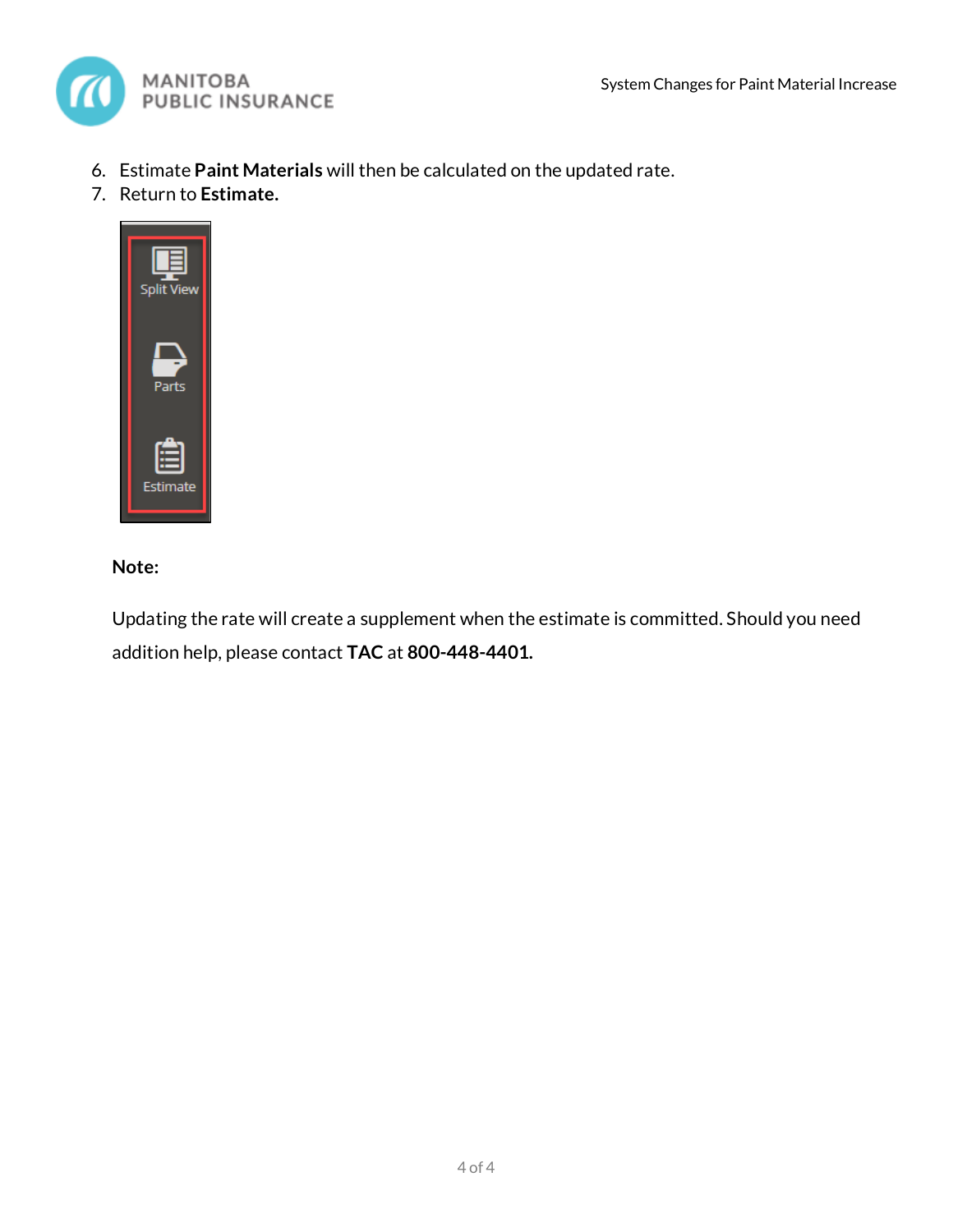6. Estimate **Paint Materials** will then be calculated on the updated rate.
7. Return to **Estimate.**

Split View

Parts

Estimate

**Note:**

Updating the rate will create a supplement when the estimate is committed. Should you need addition help, please contact **TAC** at **800-448-4401.**